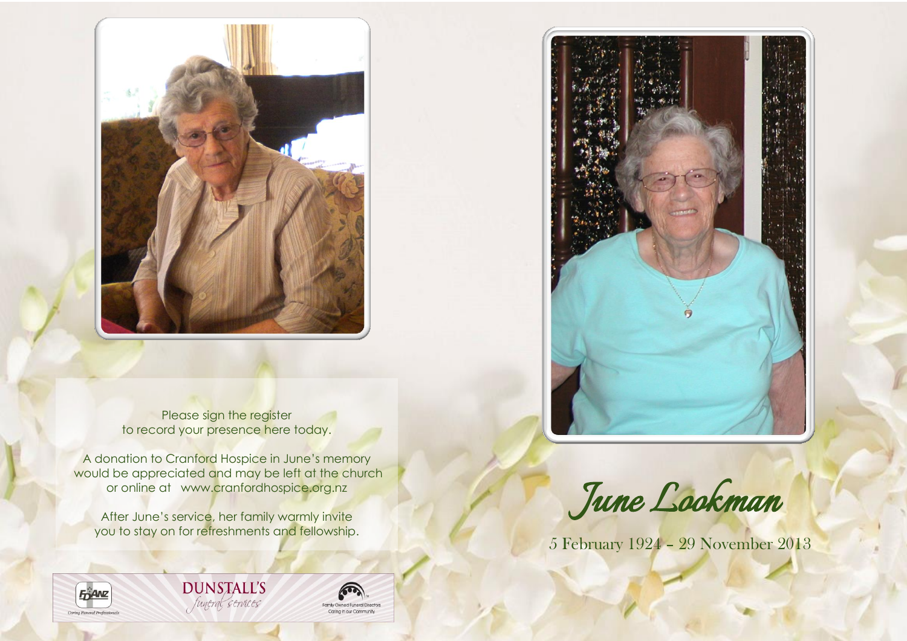Please sign the register
to record your presence here today.

A donation to Cranford Hospice in June's memory
would be appreciated and may be left at the church
or online at www.cranfordhospice.org.nz

After June's service, her family warmly invite
you to stay on for refreshments and fellowship.

FDANZ
Caring Funeral Professionals

DUNSTALL'S
funeral services

Family Owned Funeral Directors
Caring in our Community

# *June Lookman*

5 February 1924 – 29 November 2013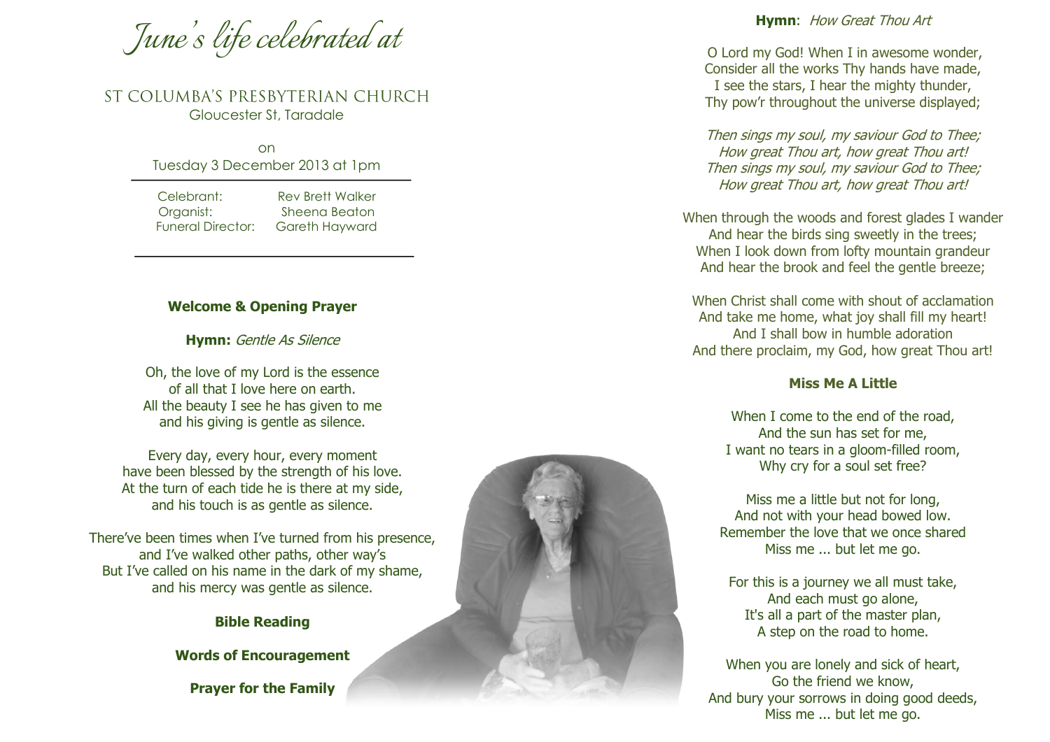*June's life celebrated at*

ST COLUMBA'S PRESBYTERIAN CHURCH
Gloucester St, Taradale

on
Tuesday 3 December 2013 at 1pm

| | |
|---|---|
| Celebrant: | Rev Brett Walker |
| Organist: | Sheena Beaton |
| Funeral Director: | Gareth Hayward |

**Welcome & Opening Prayer**

**Hymn:** *Gentle As Silence*

Oh, the love of my Lord is the essence
of all that I love here on earth.
All the beauty I see he has given to me
and his giving is gentle as silence.

Every day, every hour, every moment
have been blessed by the strength of his love.
At the turn of each tide he is there at my side,
and his touch is as gentle as silence.

There've been times when I've turned from his presence,
and I've walked other paths, other way's
But I've called on his name in the dark of my shame,
and his mercy was gentle as silence.

**Bible Reading**

**Words of Encouragement**

**Prayer for the Family**

**Hymn**: *How Great Thou Art*

O Lord my God! When I in awesome wonder,
Consider all the works Thy hands have made,
I see the stars, I hear the mighty thunder,
Thy pow'r throughout the universe displayed;

*Then sings my soul, my saviour God to Thee;
How great Thou art, how great Thou art!
Then sings my soul, my saviour God to Thee;
How great Thou art, how great Thou art!*

When through the woods and forest glades I wander
And hear the birds sing sweetly in the trees;
When I look down from lofty mountain grandeur
And hear the brook and feel the gentle breeze;

When Christ shall come with shout of acclamation
And take me home, what joy shall fill my heart!
And I shall bow in humble adoration
And there proclaim, my God, how great Thou art!

**Miss Me A Little**

When I come to the end of the road,
And the sun has set for me,
I want no tears in a gloom-filled room,
Why cry for a soul set free?

Miss me a little but not for long,
And not with your head bowed low.
Remember the love that we once shared
Miss me ... but let me go.

For this is a journey we all must take,
And each must go alone,
It's all a part of the master plan,
A step on the road to home.

When you are lonely and sick of heart,
Go the friend we know,
And bury your sorrows in doing good deeds,
Miss me ... but let me go.